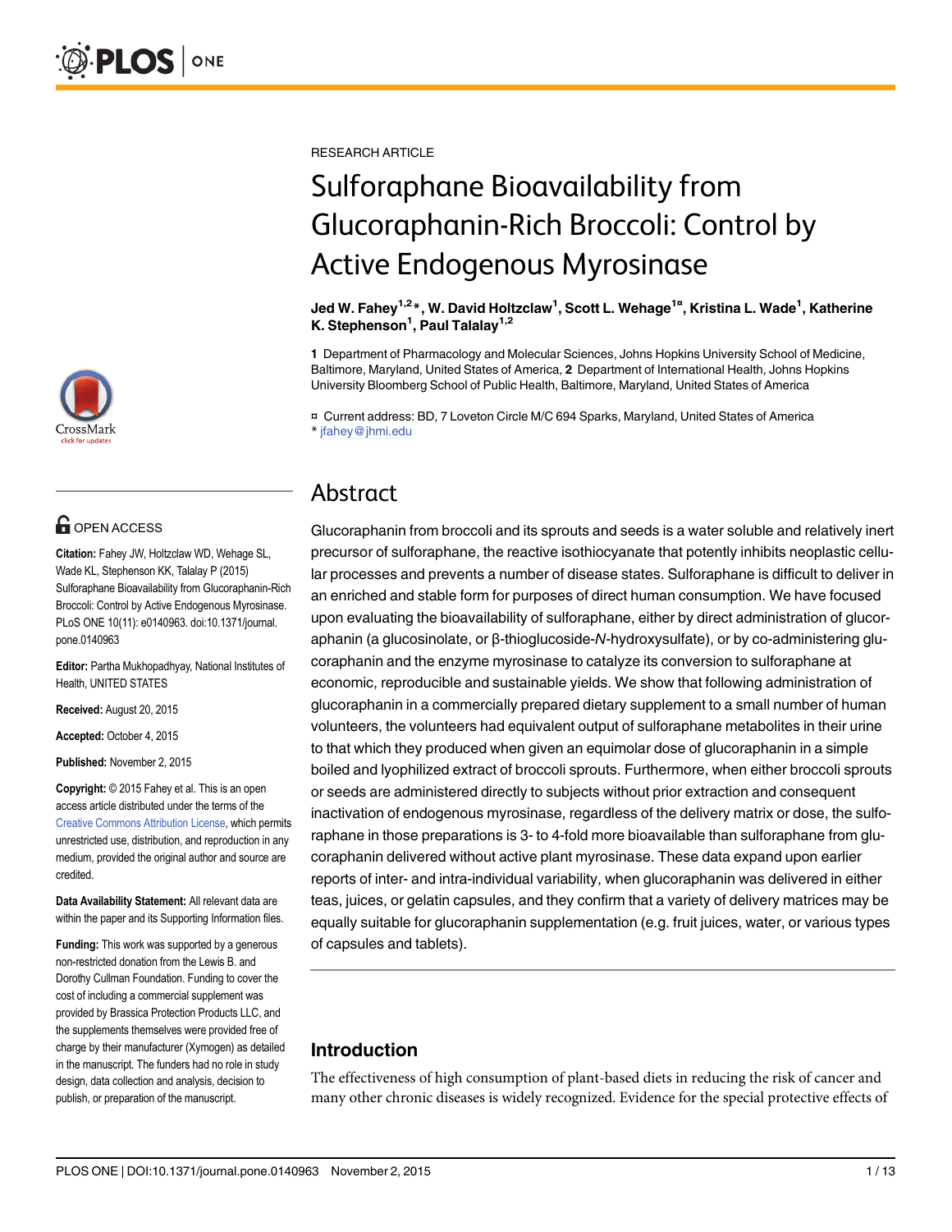RESEARCH ARTICLE

# Sulforaphane Bioavailability from Glucoraphanin-Rich Broccoli: Control by Active Endogenous Myrosinase

**Jed W. Fahey[1,2]*, W. David Holtzclaw[1], Scott L. Wehage[1¤], Kristina L. Wade[1], Katherine K. Stephenson[1], Paul Talalay[1,2]**

**1** Department of Pharmacology and Molecular Sciences, Johns Hopkins University School of Medicine, Baltimore, Maryland, United States of America, **2** Department of International Health, Johns Hopkins University Bloomberg School of Public Health, Baltimore, Maryland, United States of America

¤ Current address: BD, 7 Loveton Circle M/C 694 Sparks, Maryland, United States of America
* jfahey@jhmi.edu

**OPEN ACCESS**

**Citation:** Fahey JW, Holtzclaw WD, Wehage SL, Wade KL, Stephenson KK, Talalay P (2015) Sulforaphane Bioavailability from Glucoraphanin-Rich Broccoli: Control by Active Endogenous Myrosinase. PLoS ONE 10(11): e0140963. doi:10.1371/journal.pone.0140963

**Editor:** Partha Mukhopadhyay, National Institutes of Health, UNITED STATES

**Received:** August 20, 2015

**Accepted:** October 4, 2015

**Published:** November 2, 2015

**Copyright:** © 2015 Fahey et al. This is an open access article distributed under the terms of the Creative Commons Attribution License, which permits unrestricted use, distribution, and reproduction in any medium, provided the original author and source are credited.

**Data Availability Statement:** All relevant data are within the paper and its Supporting Information files.

**Funding:** This work was supported by a generous non-restricted donation from the Lewis B. and Dorothy Cullman Foundation. Funding to cover the cost of including a commercial supplement was provided by Brassica Protection Products LLC, and the supplements themselves were provided free of charge by their manufacturer (Xymogen) as detailed in the manuscript. The funders had no role in study design, data collection and analysis, decision to publish, or preparation of the manuscript.

## Abstract

Glucoraphanin from broccoli and its sprouts and seeds is a water soluble and relatively inert precursor of sulforaphane, the reactive isothiocyanate that potently inhibits neoplastic cellular processes and prevents a number of disease states. Sulforaphane is difficult to deliver in an enriched and stable form for purposes of direct human consumption. We have focused upon evaluating the bioavailability of sulforaphane, either by direct administration of glucoraphanin (a glucosinolate, or β-thioglucoside-*N*-hydroxysulfate), or by co-administering glucoraphanin and the enzyme myrosinase to catalyze its conversion to sulforaphane at economic, reproducible and sustainable yields. We show that following administration of glucoraphanin in a commercially prepared dietary supplement to a small number of human volunteers, the volunteers had equivalent output of sulforaphane metabolites in their urine to that which they produced when given an equimolar dose of glucoraphanin in a simple boiled and lyophilized extract of broccoli sprouts. Furthermore, when either broccoli sprouts or seeds are administered directly to subjects without prior extraction and consequent inactivation of endogenous myrosinase, regardless of the delivery matrix or dose, the sulforaphane in those preparations is 3- to 4-fold more bioavailable than sulforaphane from glucoraphanin delivered without active plant myrosinase. These data expand upon earlier reports of inter- and intra-individual variability, when glucoraphanin was delivered in either teas, juices, or gelatin capsules, and they confirm that a variety of delivery matrices may be equally suitable for glucoraphanin supplementation (e.g. fruit juices, water, or various types of capsules and tablets).

## Introduction

The effectiveness of high consumption of plant-based diets in reducing the risk of cancer and many other chronic diseases is widely recognized. Evidence for the special protective effects of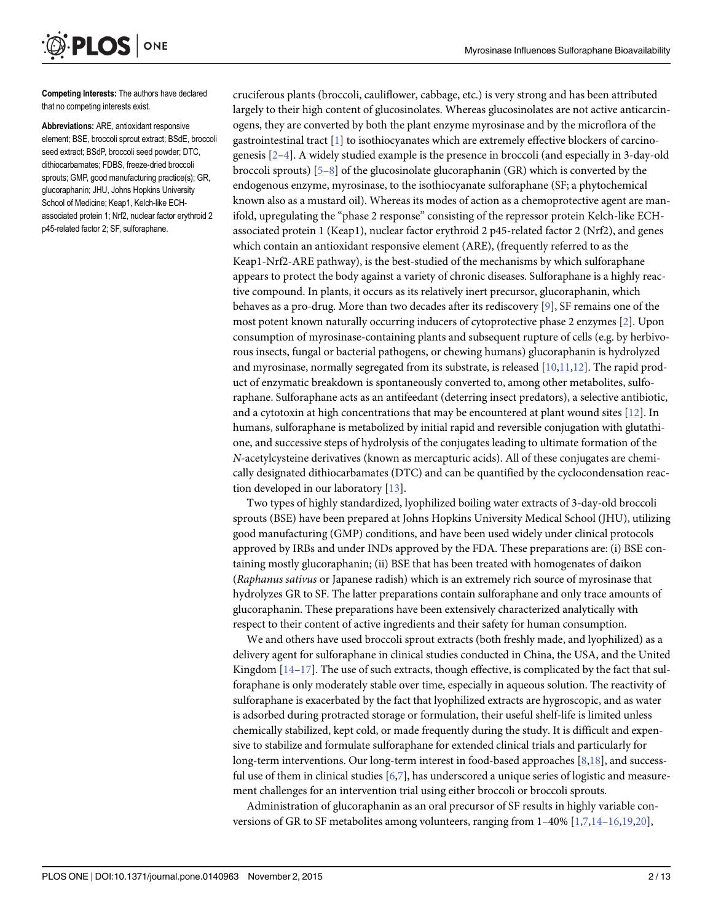**Competing Interests:** The authors have declared that no competing interests exist.

**Abbreviations:** ARE, antioxidant responsive element; BSE, broccoli sprout extract; BSdE, broccoli seed extract; BSdP, broccoli seed powder; DTC, dithiocarbamates; FDBS, freeze-dried broccoli sprouts; GMP, good manufacturing practice(s); GR, glucoraphanin; JHU, Johns Hopkins University School of Medicine; Keap1, Kelch-like ECH-associated protein 1; Nrf2, nuclear factor erythroid 2 p45-related factor 2; SF, sulforaphane.

cruciferous plants (broccoli, cauliflower, cabbage, etc.) is very strong and has been attributed largely to their high content of glucosinolates. Whereas glucosinolates are not active anticarcinogens, they are converted by both the plant enzyme myrosinase and by the microflora of the gastrointestinal tract [1] to isothiocyanates which are extremely effective blockers of carcinogenesis [2–4]. A widely studied example is the presence in broccoli (and especially in 3-day-old broccoli sprouts) [5–8] of the glucosinolate glucoraphanin (GR) which is converted by the endogenous enzyme, myrosinase, to the isothiocyanate sulforaphane (SF; a phytochemical known also as a mustard oil). Whereas its modes of action as a chemoprotective agent are manifold, upregulating the "phase 2 response" consisting of the repressor protein Kelch-like ECH-associated protein 1 (Keap1), nuclear factor erythroid 2 p45-related factor 2 (Nrf2), and genes which contain an antioxidant responsive element (ARE), (frequently referred to as the Keap1-Nrf2-ARE pathway), is the best-studied of the mechanisms by which sulforaphane appears to protect the body against a variety of chronic diseases. Sulforaphane is a highly reactive compound. In plants, it occurs as its relatively inert precursor, glucoraphanin, which behaves as a pro-drug. More than two decades after its rediscovery [9], SF remains one of the most potent known naturally occurring inducers of cytoprotective phase 2 enzymes [2]. Upon consumption of myrosinase-containing plants and subsequent rupture of cells (e.g. by herbivorous insects, fungal or bacterial pathogens, or chewing humans) glucoraphanin is hydrolyzed and myrosinase, normally segregated from its substrate, is released [10,11,12]. The rapid product of enzymatic breakdown is spontaneously converted to, among other metabolites, sulforaphane. Sulforaphane acts as an antifeedant (deterring insect predators), a selective antibiotic, and a cytotoxin at high concentrations that may be encountered at plant wound sites [12]. In humans, sulforaphane is metabolized by initial rapid and reversible conjugation with glutathione, and successive steps of hydrolysis of the conjugates leading to ultimate formation of the *N*-acetylcysteine derivatives (known as mercapturic acids). All of these conjugates are chemically designated dithiocarbamates (DTC) and can be quantified by the cyclocondensation reaction developed in our laboratory [13].

Two types of highly standardized, lyophilized boiling water extracts of 3-day-old broccoli sprouts (BSE) have been prepared at Johns Hopkins University Medical School (JHU), utilizing good manufacturing (GMP) conditions, and have been used widely under clinical protocols approved by IRBs and under INDs approved by the FDA. These preparations are: (i) BSE containing mostly glucoraphanin; (ii) BSE that has been treated with homogenates of daikon (*Raphanus sativus* or Japanese radish) which is an extremely rich source of myrosinase that hydrolyzes GR to SF. The latter preparations contain sulforaphane and only trace amounts of glucoraphanin. These preparations have been extensively characterized analytically with respect to their content of active ingredients and their safety for human consumption.

We and others have used broccoli sprout extracts (both freshly made, and lyophilized) as a delivery agent for sulforaphane in clinical studies conducted in China, the USA, and the United Kingdom [14–17]. The use of such extracts, though effective, is complicated by the fact that sulforaphane is only moderately stable over time, especially in aqueous solution. The reactivity of sulforaphane is exacerbated by the fact that lyophilized extracts are hygroscopic, and as water is adsorbed during protracted storage or formulation, their useful shelf-life is limited unless chemically stabilized, kept cold, or made frequently during the study. It is difficult and expensive to stabilize and formulate sulforaphane for extended clinical trials and particularly for long-term interventions. Our long-term interest in food-based approaches [8,18], and successful use of them in clinical studies [6,7], has underscored a unique series of logistic and measurement challenges for an intervention trial using either broccoli or broccoli sprouts.

Administration of glucoraphanin as an oral precursor of SF results in highly variable conversions of GR to SF metabolites among volunteers, ranging from 1–40% [1,7,14–16,19,20],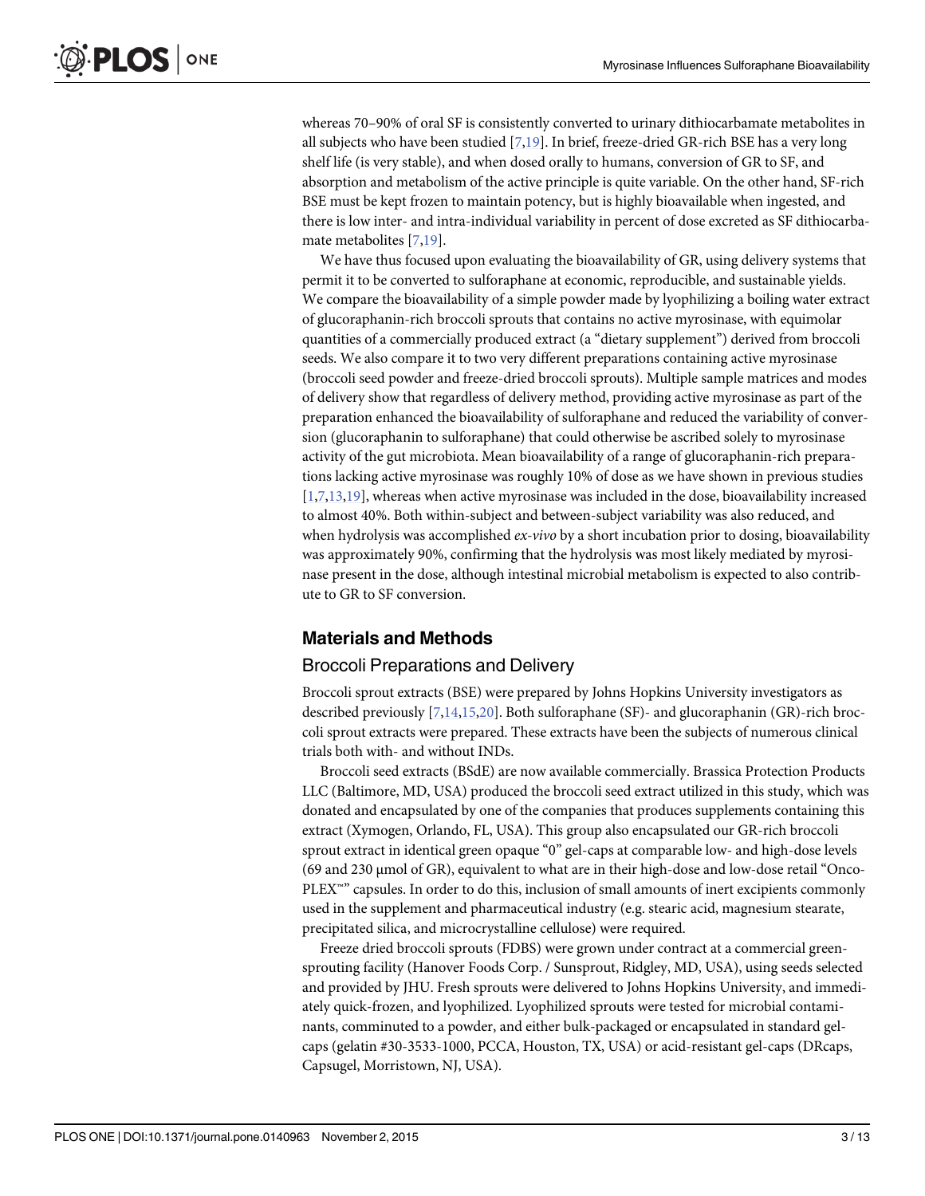whereas 70–90% of oral SF is consistently converted to urinary dithiocarbamate metabolites in all subjects who have been studied [7,19]. In brief, freeze-dried GR-rich BSE has a very long shelf life (is very stable), and when dosed orally to humans, conversion of GR to SF, and absorption and metabolism of the active principle is quite variable. On the other hand, SF-rich BSE must be kept frozen to maintain potency, but is highly bioavailable when ingested, and there is low inter- and intra-individual variability in percent of dose excreted as SF dithiocarbamate metabolites [7,19].

We have thus focused upon evaluating the bioavailability of GR, using delivery systems that permit it to be converted to sulforaphane at economic, reproducible, and sustainable yields. We compare the bioavailability of a simple powder made by lyophilizing a boiling water extract of glucoraphanin-rich broccoli sprouts that contains no active myrosinase, with equimolar quantities of a commercially produced extract (a "dietary supplement") derived from broccoli seeds. We also compare it to two very different preparations containing active myrosinase (broccoli seed powder and freeze-dried broccoli sprouts). Multiple sample matrices and modes of delivery show that regardless of delivery method, providing active myrosinase as part of the preparation enhanced the bioavailability of sulforaphane and reduced the variability of conversion (glucoraphanin to sulforaphane) that could otherwise be ascribed solely to myrosinase activity of the gut microbiota. Mean bioavailability of a range of glucoraphanin-rich preparations lacking active myrosinase was roughly 10% of dose as we have shown in previous studies [1,7,13,19], whereas when active myrosinase was included in the dose, bioavailability increased to almost 40%. Both within-subject and between-subject variability was also reduced, and when hydrolysis was accomplished *ex-vivo* by a short incubation prior to dosing, bioavailability was approximately 90%, confirming that the hydrolysis was most likely mediated by myrosinase present in the dose, although intestinal microbial metabolism is expected to also contribute to GR to SF conversion.

## Materials and Methods

### Broccoli Preparations and Delivery

Broccoli sprout extracts (BSE) were prepared by Johns Hopkins University investigators as described previously [7,14,15,20]. Both sulforaphane (SF)- and glucoraphanin (GR)-rich broccoli sprout extracts were prepared. These extracts have been the subjects of numerous clinical trials both with- and without INDs.

Broccoli seed extracts (BSdE) are now available commercially. Brassica Protection Products LLC (Baltimore, MD, USA) produced the broccoli seed extract utilized in this study, which was donated and encapsulated by one of the companies that produces supplements containing this extract (Xymogen, Orlando, FL, USA). This group also encapsulated our GR-rich broccoli sprout extract in identical green opaque "0" gel-caps at comparable low- and high-dose levels (69 and 230 μmol of GR), equivalent to what are in their high-dose and low-dose retail "OncoPLEX™" capsules. In order to do this, inclusion of small amounts of inert excipients commonly used in the supplement and pharmaceutical industry (e.g. stearic acid, magnesium stearate, precipitated silica, and microcrystalline cellulose) were required.

Freeze dried broccoli sprouts (FDBS) were grown under contract at a commercial greensprouting facility (Hanover Foods Corp. / Sunsprout, Ridgley, MD, USA), using seeds selected and provided by JHU. Fresh sprouts were delivered to Johns Hopkins University, and immediately quick-frozen, and lyophilized. Lyophilized sprouts were tested for microbial contaminants, comminuted to a powder, and either bulk-packaged or encapsulated in standard gelcaps (gelatin #30-3533-1000, PCCA, Houston, TX, USA) or acid-resistant gel-caps (DRcaps, Capsugel, Morristown, NJ, USA).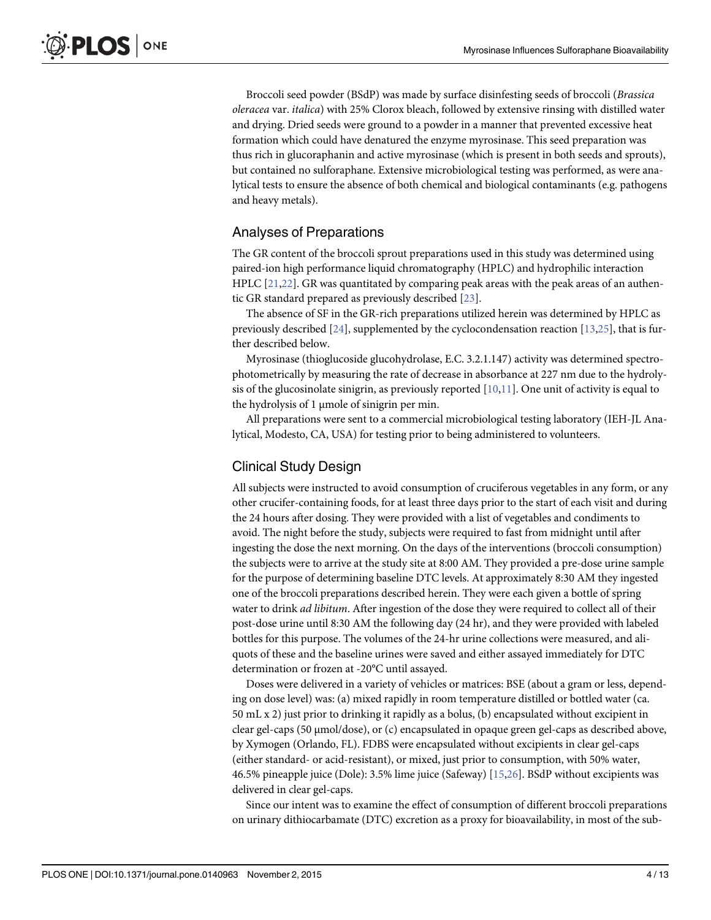Broccoli seed powder (BSdP) was made by surface disinfesting seeds of broccoli (*Brassica oleracea* var. *italica*) with 25% Clorox bleach, followed by extensive rinsing with distilled water and drying. Dried seeds were ground to a powder in a manner that prevented excessive heat formation which could have denatured the enzyme myrosinase. This seed preparation was thus rich in glucoraphanin and active myrosinase (which is present in both seeds and sprouts), but contained no sulforaphane. Extensive microbiological testing was performed, as were analytical tests to ensure the absence of both chemical and biological contaminants (e.g. pathogens and heavy metals).

## Analyses of Preparations

The GR content of the broccoli sprout preparations used in this study was determined using paired-ion high performance liquid chromatography (HPLC) and hydrophilic interaction HPLC [21,22]. GR was quantitated by comparing peak areas with the peak areas of an authentic GR standard prepared as previously described [23].

The absence of SF in the GR-rich preparations utilized herein was determined by HPLC as previously described [24], supplemented by the cyclocondensation reaction [13,25], that is further described below.

Myrosinase (thioglucoside glucohydrolase, E.C. 3.2.1.147) activity was determined spectrophotometrically by measuring the rate of decrease in absorbance at 227 nm due to the hydrolysis of the glucosinolate sinigrin, as previously reported [10,11]. One unit of activity is equal to the hydrolysis of 1 μmole of sinigrin per min.

All preparations were sent to a commercial microbiological testing laboratory (IEH-JL Analytical, Modesto, CA, USA) for testing prior to being administered to volunteers.

## Clinical Study Design

All subjects were instructed to avoid consumption of cruciferous vegetables in any form, or any other crucifer-containing foods, for at least three days prior to the start of each visit and during the 24 hours after dosing. They were provided with a list of vegetables and condiments to avoid. The night before the study, subjects were required to fast from midnight until after ingesting the dose the next morning. On the days of the interventions (broccoli consumption) the subjects were to arrive at the study site at 8:00 AM. They provided a pre-dose urine sample for the purpose of determining baseline DTC levels. At approximately 8:30 AM they ingested one of the broccoli preparations described herein. They were each given a bottle of spring water to drink *ad libitum*. After ingestion of the dose they were required to collect all of their post-dose urine until 8:30 AM the following day (24 hr), and they were provided with labeled bottles for this purpose. The volumes of the 24-hr urine collections were measured, and aliquots of these and the baseline urines were saved and either assayed immediately for DTC determination or frozen at -20°C until assayed.

Doses were delivered in a variety of vehicles or matrices: BSE (about a gram or less, depending on dose level) was: (a) mixed rapidly in room temperature distilled or bottled water (ca. 50 mL x 2) just prior to drinking it rapidly as a bolus, (b) encapsulated without excipient in clear gel-caps (50 μmol/dose), or (c) encapsulated in opaque green gel-caps as described above, by Xymogen (Orlando, FL). FDBS were encapsulated without excipients in clear gel-caps (either standard- or acid-resistant), or mixed, just prior to consumption, with 50% water, 46.5% pineapple juice (Dole): 3.5% lime juice (Safeway) [15,26]. BSdP without excipients was delivered in clear gel-caps.

Since our intent was to examine the effect of consumption of different broccoli preparations on urinary dithiocarbamate (DTC) excretion as a proxy for bioavailability, in most of the sub-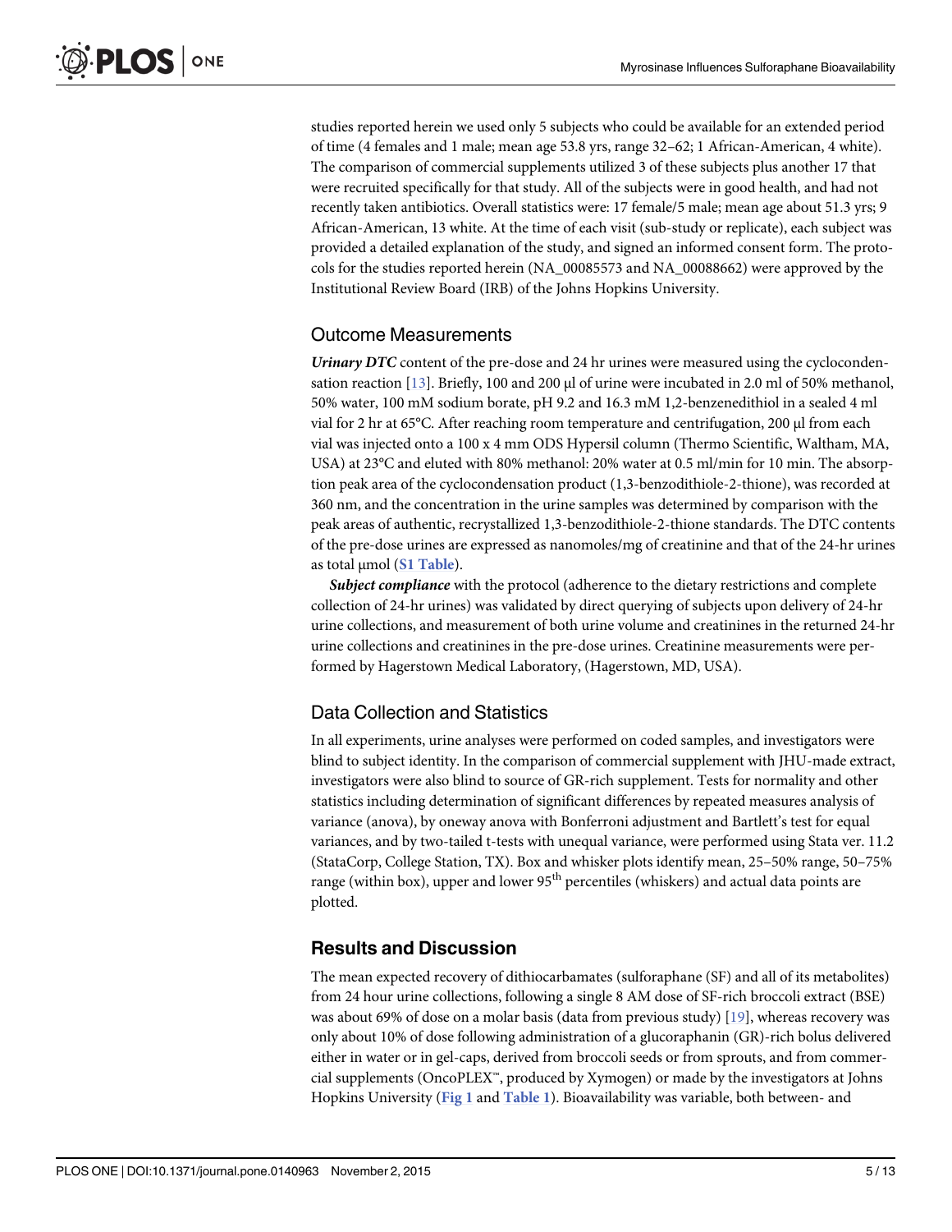studies reported herein we used only 5 subjects who could be available for an extended period of time (4 females and 1 male; mean age 53.8 yrs, range 32–62; 1 African-American, 4 white). The comparison of commercial supplements utilized 3 of these subjects plus another 17 that were recruited specifically for that study. All of the subjects were in good health, and had not recently taken antibiotics. Overall statistics were: 17 female/5 male; mean age about 51.3 yrs; 9 African-American, 13 white. At the time of each visit (sub-study or replicate), each subject was provided a detailed explanation of the study, and signed an informed consent form. The protocols for the studies reported herein (NA_00085573 and NA_00088662) were approved by the Institutional Review Board (IRB) of the Johns Hopkins University.

## Outcome Measurements

***Urinary DTC*** content of the pre-dose and 24 hr urines were measured using the cyclocondensation reaction [13]. Briefly, 100 and 200 μl of urine were incubated in 2.0 ml of 50% methanol, 50% water, 100 mM sodium borate, pH 9.2 and 16.3 mM 1,2-benzenedithiol in a sealed 4 ml vial for 2 hr at 65°C. After reaching room temperature and centrifugation, 200 μl from each vial was injected onto a 100 x 4 mm ODS Hypersil column (Thermo Scientific, Waltham, MA, USA) at 23°C and eluted with 80% methanol: 20% water at 0.5 ml/min for 10 min. The absorption peak area of the cyclocondensation product (1,3-benzodithiole-2-thione), was recorded at 360 nm, and the concentration in the urine samples was determined by comparison with the peak areas of authentic, recrystallized 1,3-benzodithiole-2-thione standards. The DTC contents of the pre-dose urines are expressed as nanomoles/mg of creatinine and that of the 24-hr urines as total μmol (S1 Table).

***Subject compliance*** with the protocol (adherence to the dietary restrictions and complete collection of 24-hr urines) was validated by direct querying of subjects upon delivery of 24-hr urine collections, and measurement of both urine volume and creatinines in the returned 24-hr urine collections and creatinines in the pre-dose urines. Creatinine measurements were performed by Hagerstown Medical Laboratory, (Hagerstown, MD, USA).

## Data Collection and Statistics

In all experiments, urine analyses were performed on coded samples, and investigators were blind to subject identity. In the comparison of commercial supplement with JHU-made extract, investigators were also blind to source of GR-rich supplement. Tests for normality and other statistics including determination of significant differences by repeated measures analysis of variance (anova), by oneway anova with Bonferroni adjustment and Bartlett's test for equal variances, and by two-tailed t-tests with unequal variance, were performed using Stata ver. 11.2 (StataCorp, College Station, TX). Box and whisker plots identify mean, 25–50% range, 50–75% range (within box), upper and lower 95th percentiles (whiskers) and actual data points are plotted.

# Results and Discussion

The mean expected recovery of dithiocarbamates (sulforaphane (SF) and all of its metabolites) from 24 hour urine collections, following a single 8 AM dose of SF-rich broccoli extract (BSE) was about 69% of dose on a molar basis (data from previous study) [19], whereas recovery was only about 10% of dose following administration of a glucoraphanin (GR)-rich bolus delivered either in water or in gel-caps, derived from broccoli seeds or from sprouts, and from commercial supplements (OncoPLEX™, produced by Xymogen) or made by the investigators at Johns Hopkins University (Fig 1 and Table 1). Bioavailability was variable, both between- and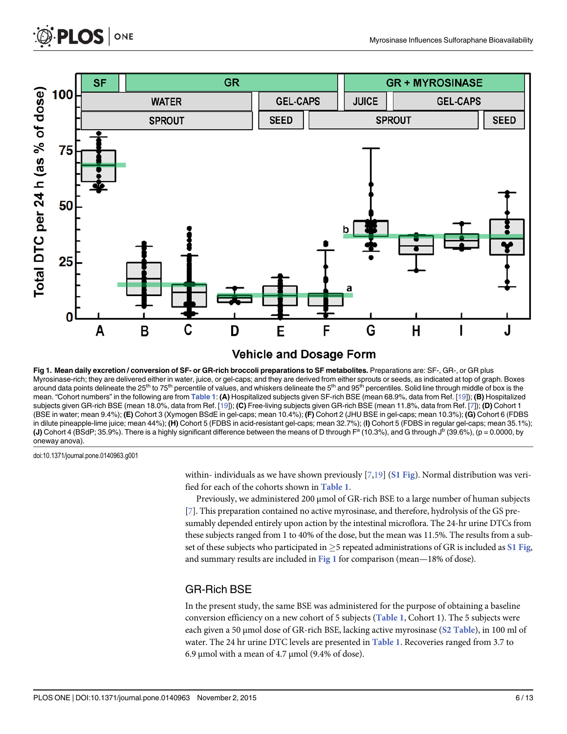**Fig 1. Mean daily excretion / conversion of SF- or GR-rich broccoli preparations to SF metabolites.** Preparations are: SF-, GR-, or GR plus Myrosinase-rich; they are delivered either in water, juice, or gel-caps; and they are derived from either sprouts or seeds, as indicated at top of graph. Boxes around data points delineate the 25[th] to 75[th] percentile of values, and whiskers delineate the 5[th] and 95[th] percentiles. Solid line through middle of box is the mean. "Cohort numbers" in the following are from Table 1: **(A)** Hospitalized subjects given SF-rich BSE (mean 68.9%, data from Ref. [19]); **(B)** Hospitalized subjects given GR-rich BSE (mean 18.0%, data from Ref. [19]); **(C)** Free-living subjects given GR-rich BSE (mean 11.8%, data from Ref. [7]); **(D)** Cohort 1 (BSE in water; mean 9.4%); **(E)** Cohort 3 (Xymogen BSdE in gel-caps; mean 10.4%); **(F)** Cohort 2 (JHU BSE in gel-caps; mean 10.3%); **(G)** Cohort 6 (FDBS in dilute pineapple-lime juice; mean 44%); **(H)** Cohort 5 (FDBS in acid-resistant gel-caps; mean 32.7%); **(I)** Cohort 5 (FDBS in regular gel-caps; mean 35.1%); **(J)** Cohort 4 (BSdP; 35.9%). There is a highly significant difference between the means of D through F[a] (10.3%), and G through J[b] (39.6%), (p = 0.0000, by oneway anova).

doi:10.1371/journal.pone.0140963.g001

within- individuals as we have shown previously [7,19] (S1 Fig). Normal distribution was verified for each of the cohorts shown in Table 1.

Previously, we administered 200 μmol of GR-rich BSE to a large number of human subjects [7]. This preparation contained no active myrosinase, and therefore, hydrolysis of the GS presumably depended entirely upon action by the intestinal microflora. The 24-hr urine DTCs from these subjects ranged from 1 to 40% of the dose, but the mean was 11.5%. The results from a subset of these subjects who participated in $\geq$5 repeated administrations of GR is included as S1 Fig, and summary results are included in Fig 1 for comparison (mean—18% of dose).

## GR-Rich BSE

In the present study, the same BSE was administered for the purpose of obtaining a baseline conversion efficiency on a new cohort of 5 subjects (Table 1, Cohort 1). The 5 subjects were each given a 50 μmol dose of GR-rich BSE, lacking active myrosinase (S2 Table), in 100 ml of water. The 24 hr urine DTC levels are presented in Table 1. Recoveries ranged from 3.7 to 6.9 μmol with a mean of 4.7 μmol (9.4% of dose).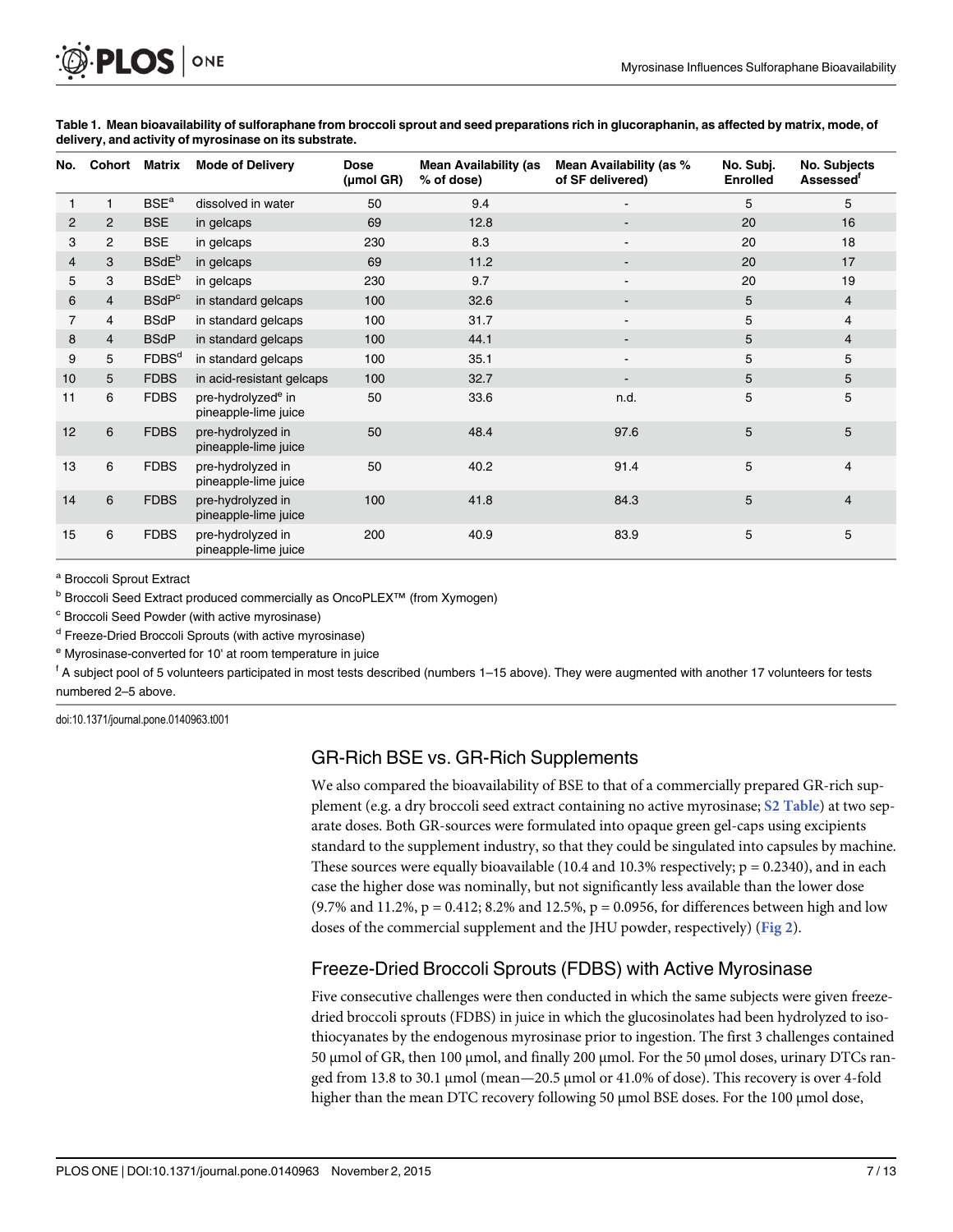**Table 1. Mean bioavailability of sulforaphane from broccoli sprout and seed preparations rich in glucoraphanin, as affected by matrix, mode, of delivery, and activity of myrosinase on its substrate.**

| No. | Cohort | Matrix | Mode of Delivery | Dose (μmol GR) | Mean Availability (as % of dose) | Mean Availability (as % of SF delivered) | No. Subj. Enrolled | No. Subjects Assessed[f] |
|---|---|---|---|---|---|---|---|---|
| 1 | 1 | BSE[a] | dissolved in water | 50 | 9.4 | - | 5 | 5 |
| 2 | 2 | BSE | in gelcaps | 69 | 12.8 | - | 20 | 16 |
| 3 | 2 | BSE | in gelcaps | 230 | 8.3 | - | 20 | 18 |
| 4 | 3 | BSdE[b] | in gelcaps | 69 | 11.2 | - | 20 | 17 |
| 5 | 3 | BSdE[b] | in gelcaps | 230 | 9.7 | - | 20 | 19 |
| 6 | 4 | BSdP[c] | in standard gelcaps | 100 | 32.6 | - | 5 | 4 |
| 7 | 4 | BSdP | in standard gelcaps | 100 | 31.7 | - | 5 | 4 |
| 8 | 4 | BSdP | in standard gelcaps | 100 | 44.1 | - | 5 | 4 |
| 9 | 5 | FDBS[d] | in standard gelcaps | 100 | 35.1 | - | 5 | 5 |
| 10 | 5 | FDBS | in acid-resistant gelcaps | 100 | 32.7 | - | 5 | 5 |
| 11 | 6 | FDBS | pre-hydrolyzed[e] in pineapple-lime juice | 50 | 33.6 | n.d. | 5 | 5 |
| 12 | 6 | FDBS | pre-hydrolyzed in pineapple-lime juice | 50 | 48.4 | 97.6 | 5 | 5 |
| 13 | 6 | FDBS | pre-hydrolyzed in pineapple-lime juice | 50 | 40.2 | 91.4 | 5 | 4 |
| 14 | 6 | FDBS | pre-hydrolyzed in pineapple-lime juice | 100 | 41.8 | 84.3 | 5 | 4 |
| 15 | 6 | FDBS | pre-hydrolyzed in pineapple-lime juice | 200 | 40.9 | 83.9 | 5 | 5 |

[a] Broccoli Sprout Extract

[b] Broccoli Seed Extract produced commercially as OncoPLEX™ (from Xymogen)

[c] Broccoli Seed Powder (with active myrosinase)

[d] Freeze-Dried Broccoli Sprouts (with active myrosinase)

[e] Myrosinase-converted for 10' at room temperature in juice

[f] A subject pool of 5 volunteers participated in most tests described (numbers 1–15 above). They were augmented with another 17 volunteers for tests numbered 2–5 above.

doi:10.1371/journal.pone.0140963.t001

## GR-Rich BSE vs. GR-Rich Supplements

We also compared the bioavailability of BSE to that of a commercially prepared GR-rich supplement (e.g. a dry broccoli seed extract containing no active myrosinase; S2 Table) at two separate doses. Both GR-sources were formulated into opaque green gel-caps using excipients standard to the supplement industry, so that they could be singulated into capsules by machine. These sources were equally bioavailable (10.4 and 10.3% respectively; $p = 0.2340$), and in each case the higher dose was nominally, but not significantly less available than the lower dose (9.7% and 11.2%, $p = 0.412$; 8.2% and 12.5%, $p = 0.0956$, for differences between high and low doses of the commercial supplement and the JHU powder, respectively) (Fig 2).

## Freeze-Dried Broccoli Sprouts (FDBS) with Active Myrosinase

Five consecutive challenges were then conducted in which the same subjects were given freeze-dried broccoli sprouts (FDBS) in juice in which the glucosinolates had been hydrolyzed to isothiocyanates by the endogenous myrosinase prior to ingestion. The first 3 challenges contained 50 μmol of GR, then 100 μmol, and finally 200 μmol. For the 50 μmol doses, urinary DTCs ranged from 13.8 to 30.1 μmol (mean—20.5 μmol or 41.0% of dose). This recovery is over 4-fold higher than the mean DTC recovery following 50 μmol BSE doses. For the 100 μmol dose,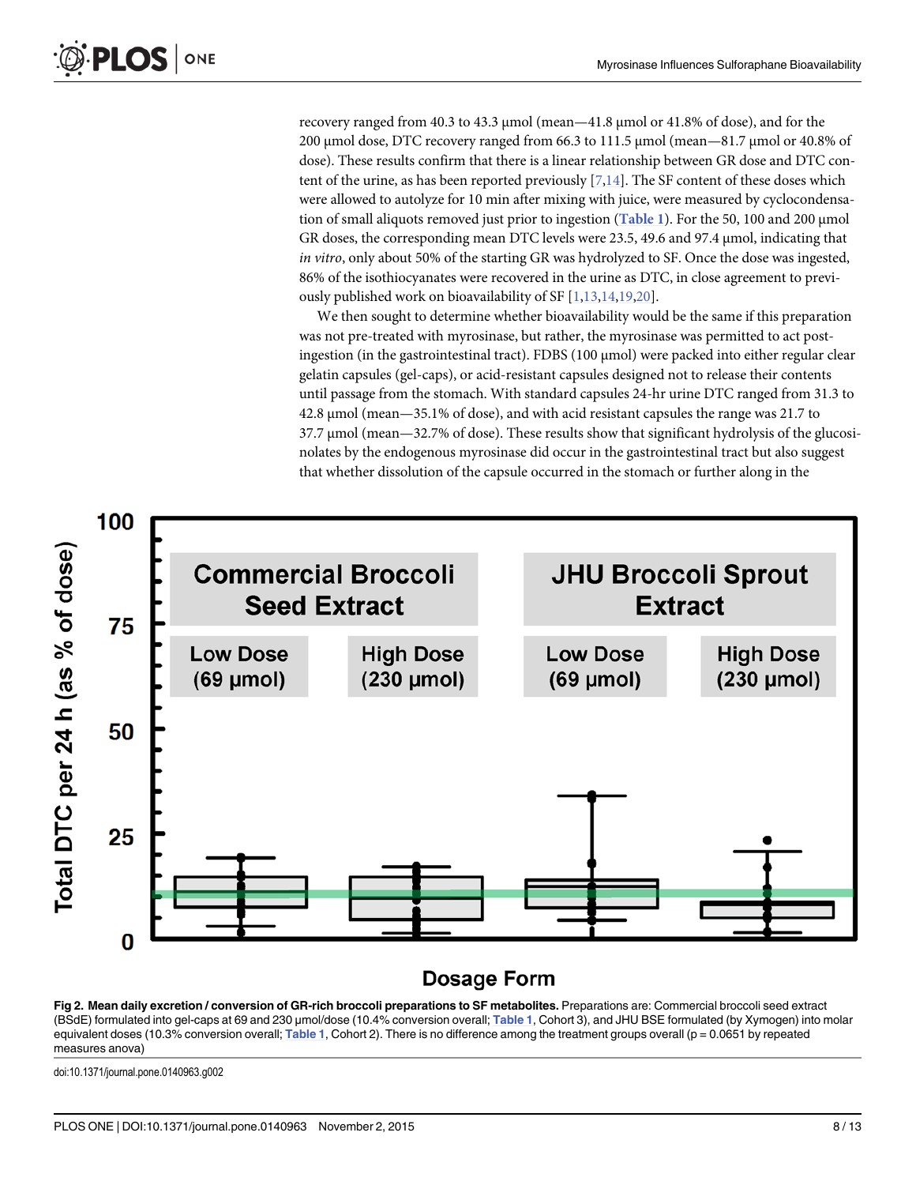recovery ranged from 40.3 to 43.3 μmol (mean—41.8 μmol or 41.8% of dose), and for the 200 μmol dose, DTC recovery ranged from 66.3 to 111.5 μmol (mean—81.7 μmol or 40.8% of dose). These results confirm that there is a linear relationship between GR dose and DTC content of the urine, as has been reported previously [7,14]. The SF content of these doses which were allowed to autolyze for 10 min after mixing with juice, were measured by cyclocondensation of small aliquots removed just prior to ingestion (Table 1). For the 50, 100 and 200 μmol GR doses, the corresponding mean DTC levels were 23.5, 49.6 and 97.4 μmol, indicating that *in vitro*, only about 50% of the starting GR was hydrolyzed to SF. Once the dose was ingested, 86% of the isothiocyanates were recovered in the urine as DTC, in close agreement to previously published work on bioavailability of SF [1,13,14,19,20].

We then sought to determine whether bioavailability would be the same if this preparation was not pre-treated with myrosinase, but rather, the myrosinase was permitted to act post-ingestion (in the gastrointestinal tract). FDBS (100 μmol) were packed into either regular clear gelatin capsules (gel-caps), or acid-resistant capsules designed not to release their contents until passage from the stomach. With standard capsules 24-hr urine DTC ranged from 31.3 to 42.8 μmol (mean—35.1% of dose), and with acid resistant capsules the range was 21.7 to 37.7 μmol (mean—32.7% of dose). These results show that significant hydrolysis of the glucosinolates by the endogenous myrosinase did occur in the gastrointestinal tract but also suggest that whether dissolution of the capsule occurred in the stomach or further along in the

**Fig 2. Mean daily excretion / conversion of GR-rich broccoli preparations to SF metabolites.** Preparations are: Commercial broccoli seed extract (BSdE) formulated into gel-caps at 69 and 230 μmol/dose (10.4% conversion overall; Table 1, Cohort 3), and JHU BSE formulated (by Xymogen) into molar equivalent doses (10.3% conversion overall; Table 1, Cohort 2). There is no difference among the treatment groups overall ($p = 0.0651$ by repeated measures anova)

doi:10.1371/journal.pone.0140963.g002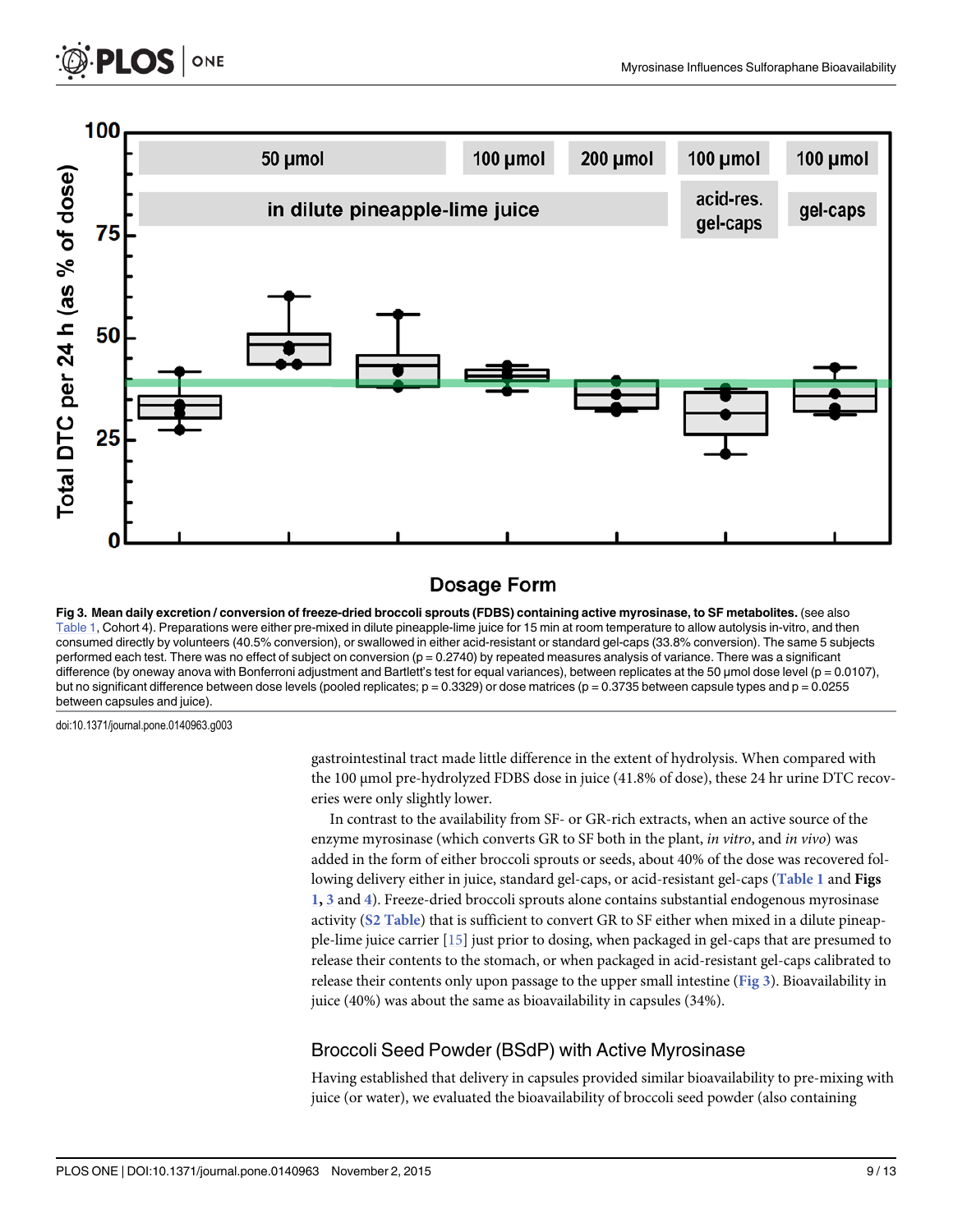Fig 3. Mean daily excretion / conversion of freeze-dried broccoli sprouts (FDBS) containing active myrosinase, to SF metabolites. (see also Table 1, Cohort 4). Preparations were either pre-mixed in dilute pineapple-lime juice for 15 min at room temperature to allow autolysis in-vitro, and then consumed directly by volunteers (40.5% conversion), or swallowed in either acid-resistant or standard gel-caps (33.8% conversion). The same 5 subjects performed each test. There was no effect of subject on conversion ($p = 0.2740$) by repeated measures analysis of variance. There was a significant difference (by oneway anova with Bonferroni adjustment and Bartlett's test for equal variances), between replicates at the 50 μmol dose level ($p = 0.0107$), but no significant difference between dose levels (pooled replicates; $p = 0.3329$) or dose matrices ($p = 0.3735$ between capsule types and $p = 0.0255$ between capsules and juice).

doi:10.1371/journal.pone.0140963.g003

gastrointestinal tract made little difference in the extent of hydrolysis. When compared with the 100 μmol pre-hydrolyzed FDBS dose in juice (41.8% of dose), these 24 hr urine DTC recoveries were only slightly lower.

In contrast to the availability from SF- or GR-rich extracts, when an active source of the enzyme myrosinase (which converts GR to SF both in the plant, *in vitro*, and *in vivo*) was added in the form of either broccoli sprouts or seeds, about 40% of the dose was recovered following delivery either in juice, standard gel-caps, or acid-resistant gel-caps (Table 1 and **Figs 1**, **3** and **4**). Freeze-dried broccoli sprouts alone contains substantial endogenous myrosinase activity (S2 Table) that is sufficient to convert GR to SF either when mixed in a dilute pineapple-lime juice carrier [15] just prior to dosing, when packaged in gel-caps that are presumed to release their contents to the stomach, or when packaged in acid-resistant gel-caps calibrated to release their contents only upon passage to the upper small intestine (Fig 3). Bioavailability in juice (40%) was about the same as bioavailability in capsules (34%).

## Broccoli Seed Powder (BSdP) with Active Myrosinase

Having established that delivery in capsules provided similar bioavailability to pre-mixing with juice (or water), we evaluated the bioavailability of broccoli seed powder (also containing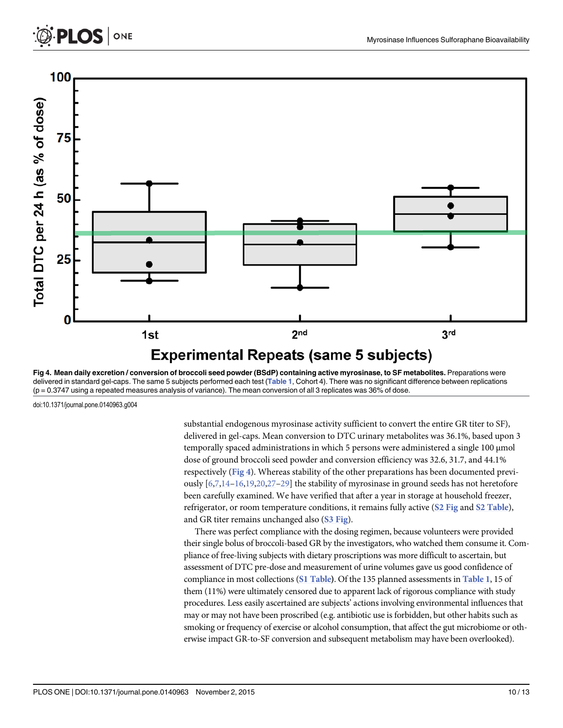Fig 4. Mean daily excretion / conversion of broccoli seed powder (BSdP) containing active myrosinase, to SF metabolites. Preparations were delivered in standard gel-caps. The same 5 subjects performed each test (Table 1, Cohort 4). There was no significant difference between replications ($p = 0.3747$ using a repeated measures analysis of variance). The mean conversion of all 3 replicates was 36% of dose.

doi:10.1371/journal.pone.0140963.g004

substantial endogenous myrosinase activity sufficient to convert the entire GR titer to SF), delivered in gel-caps. Mean conversion to DTC urinary metabolites was 36.1%, based upon 3 temporally spaced administrations in which 5 persons were administered a single 100 μmol dose of ground broccoli seed powder and conversion efficiency was 32.6, 31.7, and 44.1% respectively (Fig 4). Whereas stability of the other preparations has been documented previously [6,7,14–16,19,20,27–29] the stability of myrosinase in ground seeds has not heretofore been carefully examined. We have verified that after a year in storage at household freezer, refrigerator, or room temperature conditions, it remains fully active (S2 Fig and S2 Table), and GR titer remains unchanged also (S3 Fig).

There was perfect compliance with the dosing regimen, because volunteers were provided their single bolus of broccoli-based GR by the investigators, who watched them consume it. Compliance of free-living subjects with dietary proscriptions was more difficult to ascertain, but assessment of DTC pre-dose and measurement of urine volumes gave us good confidence of compliance in most collections (S1 Table). Of the 135 planned assessments in Table 1, 15 of them (11%) were ultimately censored due to apparent lack of rigorous compliance with study procedures. Less easily ascertained are subjects' actions involving environmental influences that may or may not have been proscribed (e.g. antibiotic use is forbidden, but other habits such as smoking or frequency of exercise or alcohol consumption, that affect the gut microbiome or otherwise impact GR-to-SF conversion and subsequent metabolism may have been overlooked).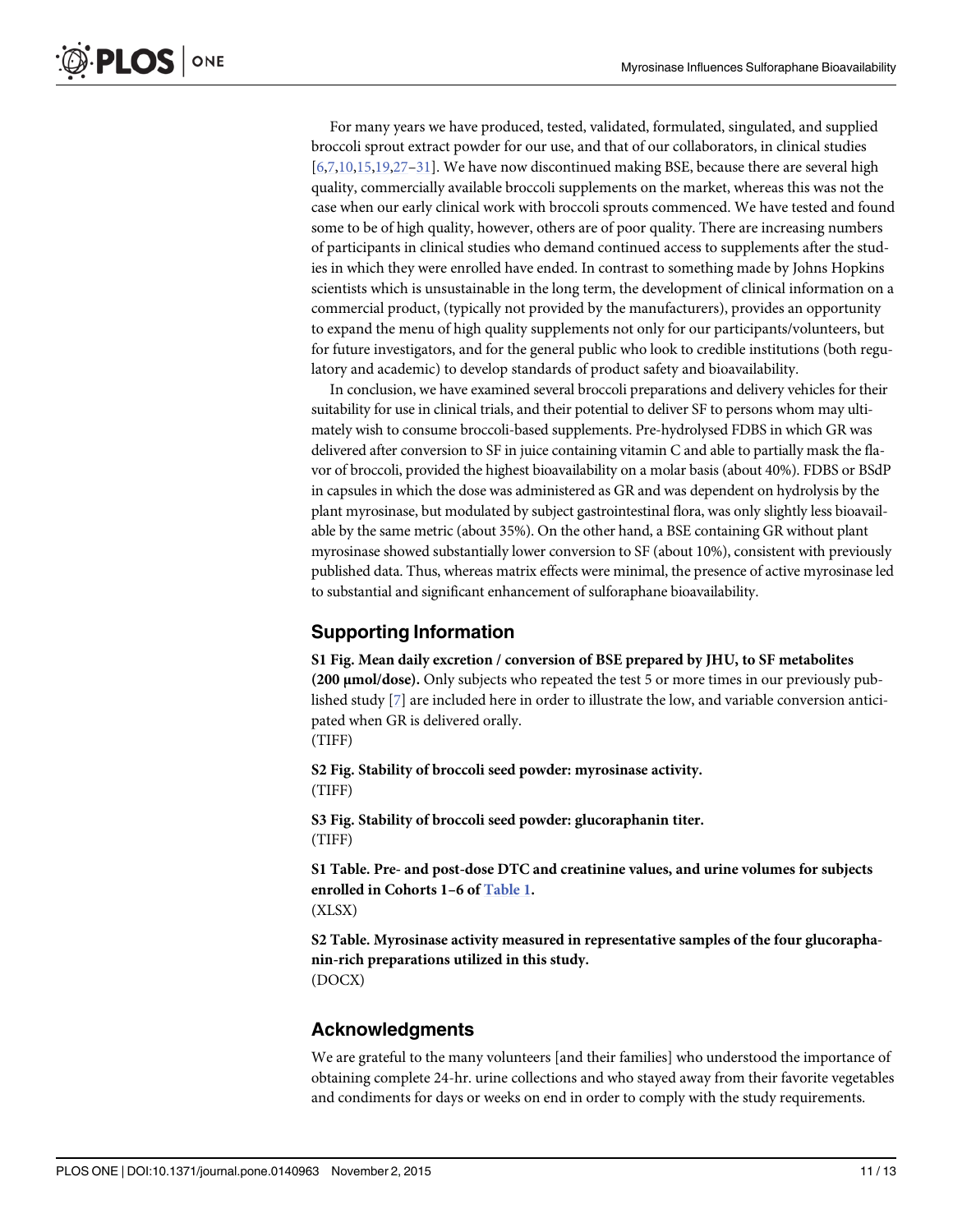For many years we have produced, tested, validated, formulated, singulated, and supplied broccoli sprout extract powder for our use, and that of our collaborators, in clinical studies [6,7,10,15,19,27–31]. We have now discontinued making BSE, because there are several high quality, commercially available broccoli supplements on the market, whereas this was not the case when our early clinical work with broccoli sprouts commenced. We have tested and found some to be of high quality, however, others are of poor quality. There are increasing numbers of participants in clinical studies who demand continued access to supplements after the studies in which they were enrolled have ended. In contrast to something made by Johns Hopkins scientists which is unsustainable in the long term, the development of clinical information on a commercial product, (typically not provided by the manufacturers), provides an opportunity to expand the menu of high quality supplements not only for our participants/volunteers, but for future investigators, and for the general public who look to credible institutions (both regulatory and academic) to develop standards of product safety and bioavailability.

In conclusion, we have examined several broccoli preparations and delivery vehicles for their suitability for use in clinical trials, and their potential to deliver SF to persons whom may ultimately wish to consume broccoli-based supplements. Pre-hydrolysed FDBS in which GR was delivered after conversion to SF in juice containing vitamin C and able to partially mask the flavor of broccoli, provided the highest bioavailability on a molar basis (about 40%). FDBS or BSdP in capsules in which the dose was administered as GR and was dependent on hydrolysis by the plant myrosinase, but modulated by subject gastrointestinal flora, was only slightly less bioavailable by the same metric (about 35%). On the other hand, a BSE containing GR without plant myrosinase showed substantially lower conversion to SF (about 10%), consistent with previously published data. Thus, whereas matrix effects were minimal, the presence of active myrosinase led to substantial and significant enhancement of sulforaphane bioavailability.

## Supporting Information

**S1 Fig. Mean daily excretion / conversion of BSE prepared by JHU, to SF metabolites (200 μmol/dose).** Only subjects who repeated the test 5 or more times in our previously published study [7] are included here in order to illustrate the low, and variable conversion anticipated when GR is delivered orally.
(TIFF)

**S2 Fig. Stability of broccoli seed powder: myrosinase activity.**
(TIFF)

**S3 Fig. Stability of broccoli seed powder: glucoraphanin titer.**
(TIFF)

**S1 Table. Pre- and post-dose DTC and creatinine values, and urine volumes for subjects enrolled in Cohorts 1–6 of Table 1.**
(XLSX)

**S2 Table. Myrosinase activity measured in representative samples of the four glucoraphanin-rich preparations utilized in this study.**
(DOCX)

## Acknowledgments

We are grateful to the many volunteers [and their families] who understood the importance of obtaining complete 24-hr. urine collections and who stayed away from their favorite vegetables and condiments for days or weeks on end in order to comply with the study requirements.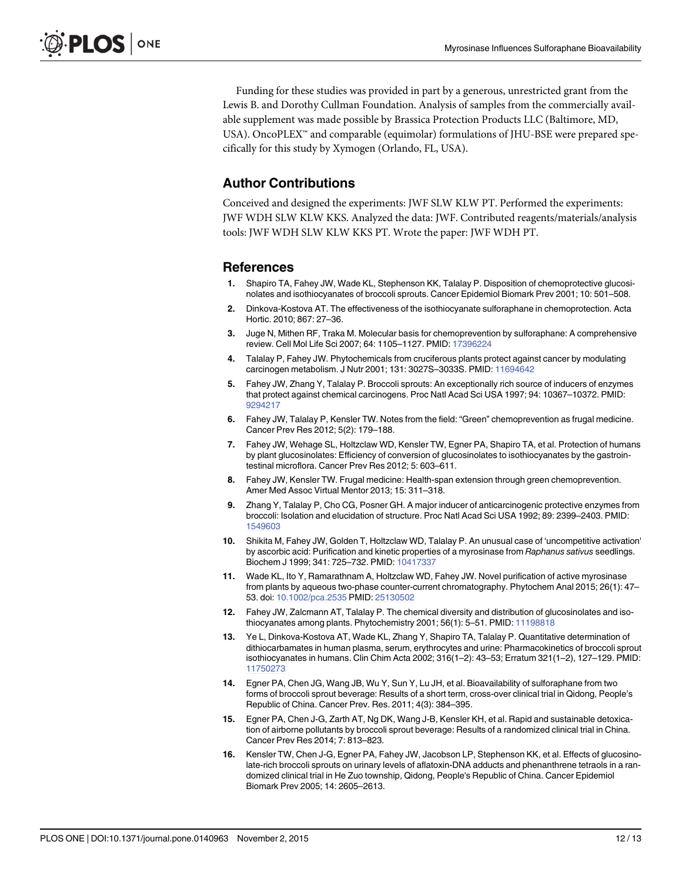Funding for these studies was provided in part by a generous, unrestricted grant from the Lewis B. and Dorothy Cullman Foundation. Analysis of samples from the commercially available supplement was made possible by Brassica Protection Products LLC (Baltimore, MD, USA). OncoPLEX™ and comparable (equimolar) formulations of JHU-BSE were prepared specifically for this study by Xymogen (Orlando, FL, USA).

## Author Contributions

Conceived and designed the experiments: JWF SLW KLW PT. Performed the experiments: JWF WDH SLW KLW KKS. Analyzed the data: JWF. Contributed reagents/materials/analysis tools: JWF WDH SLW KLW KKS PT. Wrote the paper: JWF WDH PT.

## References

1. Shapiro TA, Fahey JW, Wade KL, Stephenson KK, Talalay P. Disposition of chemoprotective glucosinolates and isothiocyanates of broccoli sprouts. Cancer Epidemiol Biomark Prev 2001; 10: 501–508.
2. Dinkova-Kostova AT. The effectiveness of the isothiocyanate sulforaphane in chemoprotection. Acta Hortic. 2010; 867: 27–36.
3. Juge N, Mithen RF, Traka M. Molecular basis for chemoprevention by sulforaphane: A comprehensive review. Cell Mol Life Sci 2007; 64: 1105–1127. PMID: 17396224
4. Talalay P, Fahey JW. Phytochemicals from cruciferous plants protect against cancer by modulating carcinogen metabolism. J Nutr 2001; 131: 3027S–3033S. PMID: 11694642
5. Fahey JW, Zhang Y, Talalay P. Broccoli sprouts: An exceptionally rich source of inducers of enzymes that protect against chemical carcinogens. Proc Natl Acad Sci USA 1997; 94: 10367–10372. PMID: 9294217
6. Fahey JW, Talalay P, Kensler TW. Notes from the field: "Green" chemoprevention as frugal medicine. Cancer Prev Res 2012; 5(2): 179–188.
7. Fahey JW, Wehage SL, Holtzclaw WD, Kensler TW, Egner PA, Shapiro TA, et al. Protection of humans by plant glucosinolates: Efficiency of conversion of glucosinolates to isothiocyanates by the gastrointestinal microflora. Cancer Prev Res 2012; 5: 603–611.
8. Fahey JW, Kensler TW. Frugal medicine: Health-span extension through green chemoprevention. Amer Med Assoc Virtual Mentor 2013; 15: 311–318.
9. Zhang Y, Talalay P, Cho CG, Posner GH. A major inducer of anticarcinogenic protective enzymes from broccoli: Isolation and elucidation of structure. Proc Natl Acad Sci USA 1992; 89: 2399–2403. PMID: 1549603
10. Shikita M, Fahey JW, Golden T, Holtzclaw WD, Talalay P. An unusual case of 'uncompetitive activation' by ascorbic acid: Purification and kinetic properties of a myrosinase from *Raphanus sativus* seedlings. Biochem J 1999; 341: 725–732. PMID: 10417337
11. Wade KL, Ito Y, Ramarathnam A, Holtzclaw WD, Fahey JW. Novel purification of active myrosinase from plants by aqueous two-phase counter-current chromatography. Phytochem Anal 2015; 26(1): 47–53. doi: 10.1002/pca.2535 PMID: 25130502
12. Fahey JW, Zalcmann AT, Talalay P. The chemical diversity and distribution of glucosinolates and isothiocyanates among plants. Phytochemistry 2001; 56(1): 5–51. PMID: 11198818
13. Ye L, Dinkova-Kostova AT, Wade KL, Zhang Y, Shapiro TA, Talalay P. Quantitative determination of dithiocarbamates in human plasma, serum, erythrocytes and urine: Pharmacokinetics of broccoli sprout isothiocyanates in humans. Clin Chim Acta 2002; 316(1–2): 43–53; Erratum 321(1–2), 127–129. PMID: 11750273
14. Egner PA, Chen JG, Wang JB, Wu Y, Sun Y, Lu JH, et al. Bioavailability of sulforaphane from two forms of broccoli sprout beverage: Results of a short term, cross-over clinical trial in Qidong, People's Republic of China. Cancer Prev. Res. 2011; 4(3): 384–395.
15. Egner PA, Chen J-G, Zarth AT, Ng DK, Wang J-B, Kensler KH, et al. Rapid and sustainable detoxication of airborne pollutants by broccoli sprout beverage: Results of a randomized clinical trial in China. Cancer Prev Res 2014; 7: 813–823.
16. Kensler TW, Chen J-G, Egner PA, Fahey JW, Jacobson LP, Stephenson KK, et al. Effects of glucosinolate-rich broccoli sprouts on urinary levels of aflatoxin-DNA adducts and phenanthrene tetraols in a randomized clinical trial in He Zuo township, Qidong, People's Republic of China. Cancer Epidemiol Biomark Prev 2005; 14: 2605–2613.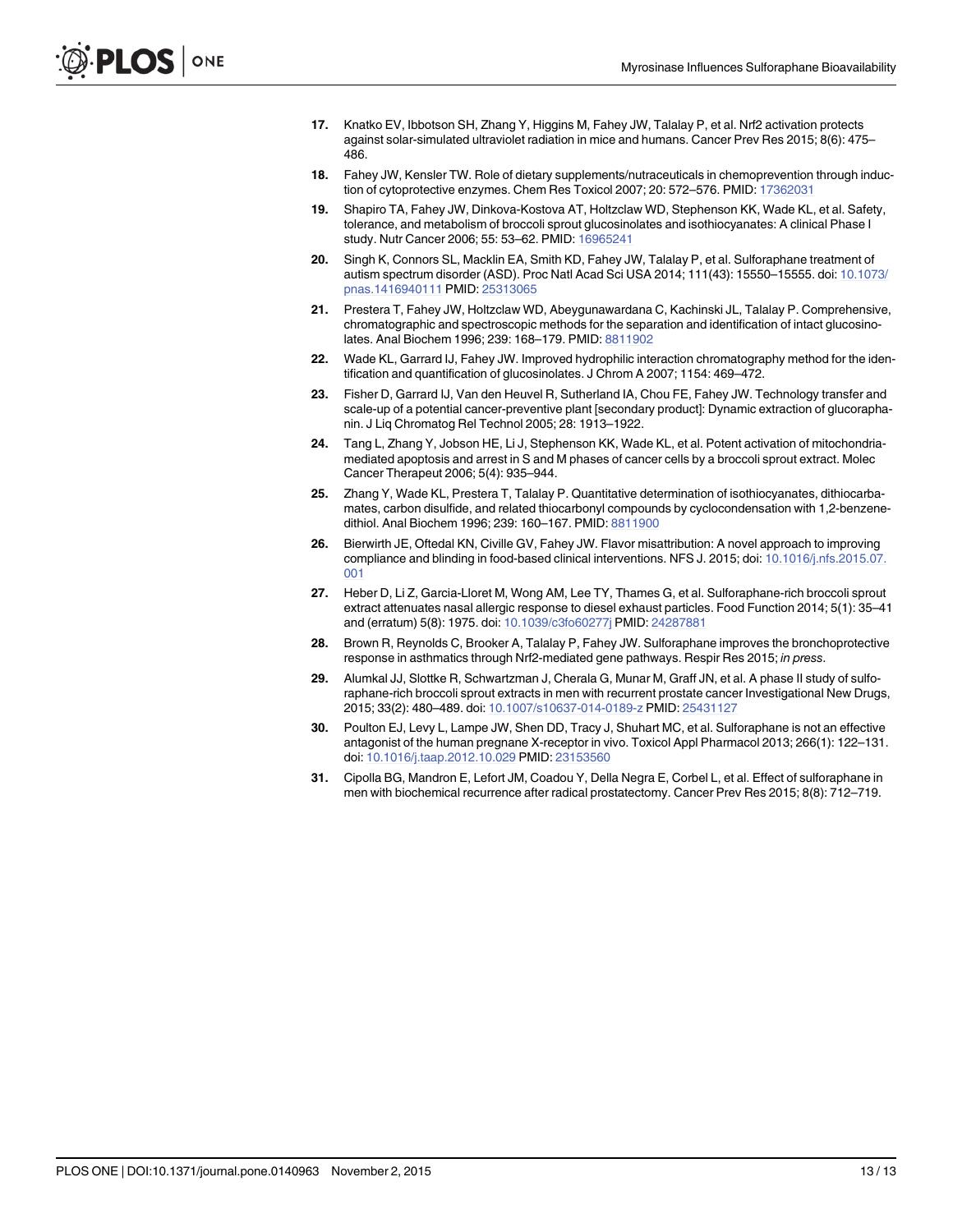17. Knatko EV, Ibbotson SH, Zhang Y, Higgins M, Fahey JW, Talalay P, et al. Nrf2 activation protects against solar-simulated ultraviolet radiation in mice and humans. Cancer Prev Res 2015; 8(6): 475–486.

18. Fahey JW, Kensler TW. Role of dietary supplements/nutraceuticals in chemoprevention through induction of cytoprotective enzymes. Chem Res Toxicol 2007; 20: 572–576. PMID: 17362031

19. Shapiro TA, Fahey JW, Dinkova-Kostova AT, Holtzclaw WD, Stephenson KK, Wade KL, et al. Safety, tolerance, and metabolism of broccoli sprout glucosinolates and isothiocyanates: A clinical Phase I study. Nutr Cancer 2006; 55: 53–62. PMID: 16965241

20. Singh K, Connors SL, Macklin EA, Smith KD, Fahey JW, Talalay P, et al. Sulforaphane treatment of autism spectrum disorder (ASD). Proc Natl Acad Sci USA 2014; 111(43): 15550–15555. doi: 10.1073/pnas.1416940111 PMID: 25313065

21. Prestera T, Fahey JW, Holtzclaw WD, Abeygunawardana C, Kachinski JL, Talalay P. Comprehensive, chromatographic and spectroscopic methods for the separation and identification of intact glucosinolates. Anal Biochem 1996; 239: 168–179. PMID: 8811902

22. Wade KL, Garrard IJ, Fahey JW. Improved hydrophilic interaction chromatography method for the identification and quantification of glucosinolates. J Chrom A 2007; 1154: 469–472.

23. Fisher D, Garrard IJ, Van den Heuvel R, Sutherland IA, Chou FE, Fahey JW. Technology transfer and scale-up of a potential cancer-preventive plant [secondary product]: Dynamic extraction of glucoraphanin. J Liq Chromatog Rel Technol 2005; 28: 1913–1922.

24. Tang L, Zhang Y, Jobson HE, Li J, Stephenson KK, Wade KL, et al. Potent activation of mitochondria-mediated apoptosis and arrest in S and M phases of cancer cells by a broccoli sprout extract. Molec Cancer Therapeut 2006; 5(4): 935–944.

25. Zhang Y, Wade KL, Prestera T, Talalay P. Quantitative determination of isothiocyanates, dithiocarbamates, carbon disulfide, and related thiocarbonyl compounds by cyclocondensation with 1,2-benzenedithiol. Anal Biochem 1996; 239: 160–167. PMID: 8811900

26. Bierwirth JE, Oftedal KN, Civille GV, Fahey JW. Flavor misattribution: A novel approach to improving compliance and blinding in food-based clinical interventions. NFS J. 2015; doi: 10.1016/j.nfs.2015.07.001

27. Heber D, Li Z, Garcia-Lloret M, Wong AM, Lee TY, Thames G, et al. Sulforaphane-rich broccoli sprout extract attenuates nasal allergic response to diesel exhaust particles. Food Function 2014; 5(1): 35–41 and (erratum) 5(8): 1975. doi: 10.1039/c3fo60277j PMID: 24287881

28. Brown R, Reynolds C, Brooker A, Talalay P, Fahey JW. Sulforaphane improves the bronchoprotective response in asthmatics through Nrf2-mediated gene pathways. Respir Res 2015; *in press*.

29. Alumkal JJ, Slottke R, Schwartzman J, Cherala G, Munar M, Graff JN, et al. A phase II study of sulforaphane-rich broccoli sprout extracts in men with recurrent prostate cancer Investigational New Drugs, 2015; 33(2): 480–489. doi: 10.1007/s10637-014-0189-z PMID: 25431127

30. Poulton EJ, Levy L, Lampe JW, Shen DD, Tracy J, Shuhart MC, et al. Sulforaphane is not an effective antagonist of the human pregnane X-receptor in vivo. Toxicol Appl Pharmacol 2013; 266(1): 122–131. doi: 10.1016/j.taap.2012.10.029 PMID: 23153560

31. Cipolla BG, Mandron E, Lefort JM, Coadou Y, Della Negra E, Corbel L, et al. Effect of sulforaphane in men with biochemical recurrence after radical prostatectomy. Cancer Prev Res 2015; 8(8): 712–719.